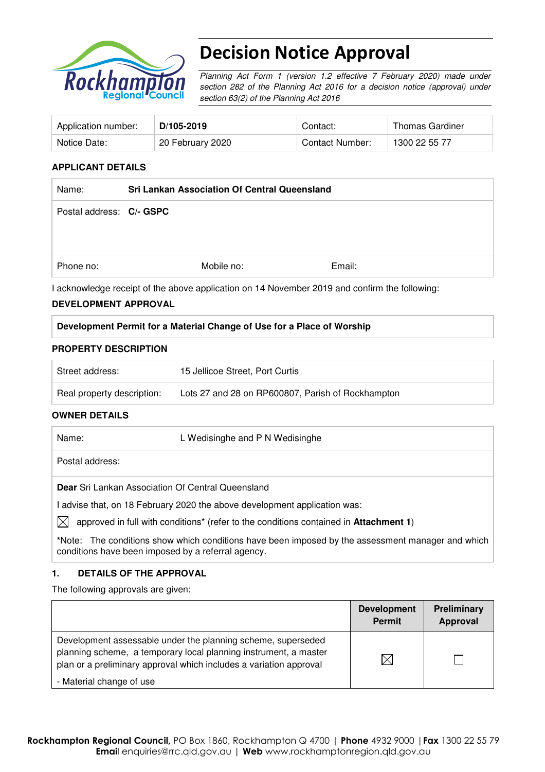# Decision Notice Approval

*Planning Act Form 1 (version 1.2 effective 7 February 2020) made under section 282 of the Planning Act 2016 for a decision notice (approval) under section 63(2) of the Planning Act 2016*

| Application number: | **D/105-2019** | Contact: | Thomas Gardiner |
|---|---|---|---|
| Notice Date: | 20 February 2020 | Contact Number: | 1300 22 55 77 |

## APPLICANT DETAILS

| Name: | **Sri Lankan Association Of Central Queensland** | |
|---|---|---|
| Postal address: | **C/- GSPC** | |
| Phone no: | Mobile no: | Email: |

I acknowledge receipt of the above application on 14 November 2019 and confirm the following:

## DEVELOPMENT APPROVAL

**Development Permit for a Material Change of Use for a Place of Worship**

## PROPERTY DESCRIPTION

| Street address: | 15 Jellicoe Street, Port Curtis |
|---|---|
| Real property description: | Lots 27 and 28 on RP600807, Parish of Rockhampton |

## OWNER DETAILS

| Name: | L Wedisinghe and P N Wedisinghe |
|---|---|
| Postal address: | |

**Dear** Sri Lankan Association Of Central Queensland

I advise that, on 18 February 2020 the above development application was:

☒ approved in full with conditions* (refer to the conditions contained in **Attachment 1**)

*Note: The conditions show which conditions have been imposed by the assessment manager and which conditions have been imposed by a referral agency.

## 1. DETAILS OF THE APPROVAL

The following approvals are given:

| | **Development Permit** | **Preliminary Approval** |
|---|---|---|
| Development assessable under the planning scheme, superseded planning scheme, a temporary local planning instrument, a master plan or a preliminary approval which includes a variation approval<br>- Material change of use | ☒ | ☐ |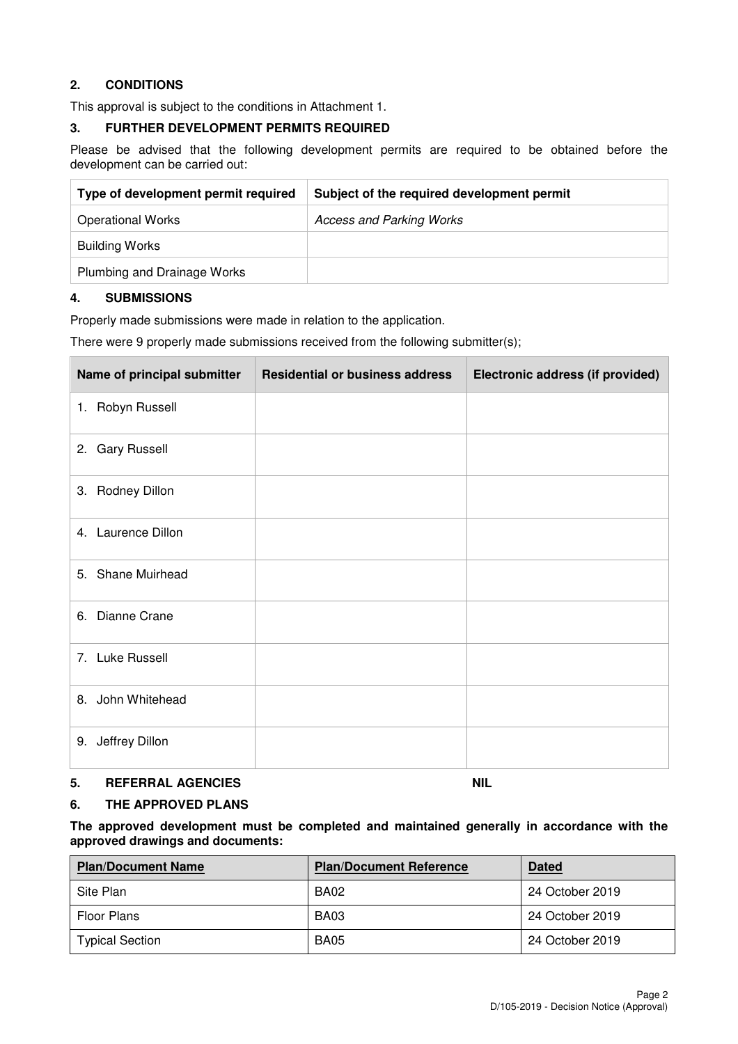## 2. CONDITIONS

This approval is subject to the conditions in Attachment 1.

## 3. FURTHER DEVELOPMENT PERMITS REQUIRED

Please be advised that the following development permits are required to be obtained before the development can be carried out:

| Type of development permit required | Subject of the required development permit |
|---|---|
| Operational Works | *Access and Parking Works* |
| Building Works | |
| Plumbing and Drainage Works | |

## 4. SUBMISSIONS

Properly made submissions were made in relation to the application.

There were 9 properly made submissions received from the following submitter(s);

| Name of principal submitter | Residential or business address | Electronic address (if provided) |
|---|---|---|
| 1. Robyn Russell | | |
| 2. Gary Russell | | |
| 3. Rodney Dillon | | |
| 4. Laurence Dillon | | |
| 5. Shane Muirhead | | |
| 6. Dianne Crane | | |
| 7. Luke Russell | | |
| 8. John Whitehead | | |
| 9. Jeffrey Dillon | | |

## 5. REFERRAL AGENCIES **NIL**

## 6. THE APPROVED PLANS

**The approved development must be completed and maintained generally in accordance with the approved drawings and documents:**

| Plan/Document Name | Plan/Document Reference | Dated |
|---|---|---|
| Site Plan | BA02 | 24 October 2019 |
| Floor Plans | BA03 | 24 October 2019 |
| Typical Section | BA05 | 24 October 2019 |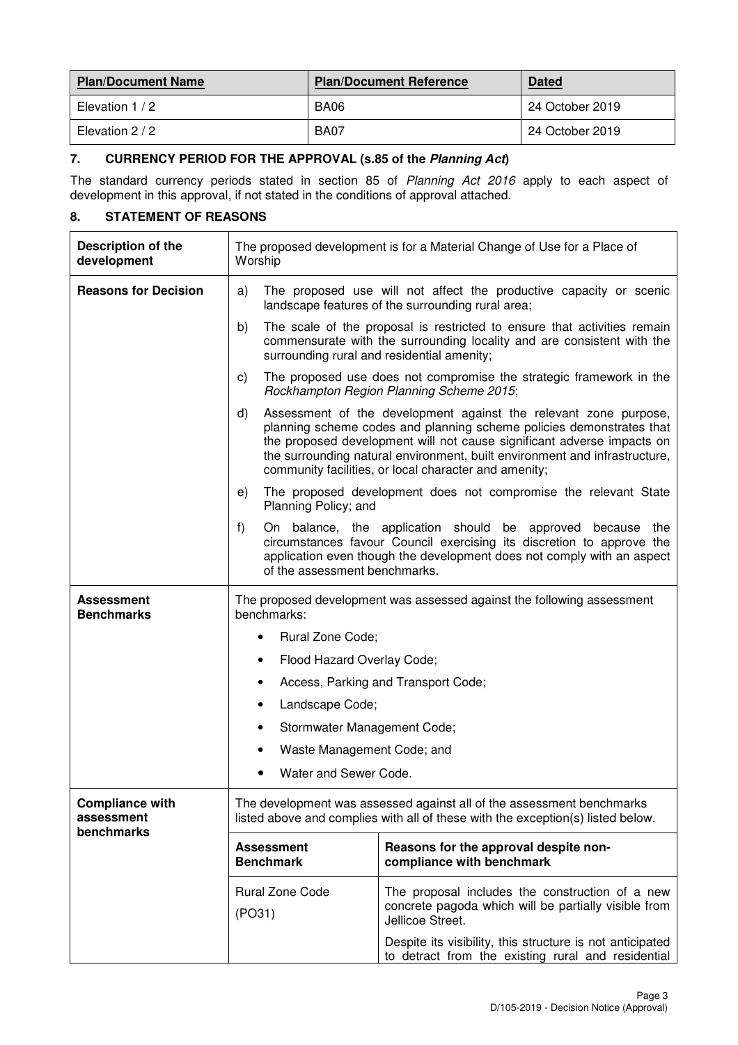| **Plan/Document Name** | **Plan/Document Reference** | **Dated** |
| --- | --- | --- |
| Elevation 1 / 2 | BA06 | 24 October 2019 |
| Elevation 2 / 2 | BA07 | 24 October 2019 |

## 7. CURRENCY PERIOD FOR THE APPROVAL (s.85 of the *Planning Act*)

The standard currency periods stated in section 85 of *Planning Act 2016* apply to each aspect of development in this approval, if not stated in the conditions of approval attached.

## 8. STATEMENT OF REASONS

| | | |
| --- | --- | --- |
| **Description of the development** | The proposed development is for a Material Change of Use for a Place of Worship | |
| **Reasons for Decision** | a) The proposed use will not affect the productive capacity or scenic landscape features of the surrounding rural area;<br>b) The scale of the proposal is restricted to ensure that activities remain commensurate with the surrounding locality and are consistent with the surrounding rural and residential amenity;<br>c) The proposed use does not compromise the strategic framework in the *Rockhampton Region Planning Scheme 2015*;<br>d) Assessment of the development against the relevant zone purpose, planning scheme codes and planning scheme policies demonstrates that the proposed development will not cause significant adverse impacts on the surrounding natural environment, built environment and infrastructure, community facilities, or local character and amenity;<br>e) The proposed development does not compromise the relevant State Planning Policy; and<br>f) On balance, the application should be approved because the circumstances favour Council exercising its discretion to approve the application even though the development does not comply with an aspect of the assessment benchmarks. | |
| **Assessment Benchmarks** | The proposed development was assessed against the following assessment benchmarks:<br>• Rural Zone Code;<br>• Flood Hazard Overlay Code;<br>• Access, Parking and Transport Code;<br>• Landscape Code;<br>• Stormwater Management Code;<br>• Waste Management Code; and<br>• Water and Sewer Code. | |
| **Compliance with assessment benchmarks** | The development was assessed against all of the assessment benchmarks listed above and complies with all of these with the exception(s) listed below. | |
| | **Assessment Benchmark** | **Reasons for the approval despite non-compliance with benchmark** |
| | Rural Zone Code<br>(PO31) | The proposal includes the construction of a new concrete pagoda which will be partially visible from Jellicoe Street.<br>Despite its visibility, this structure is not anticipated to detract from the existing rural and residential |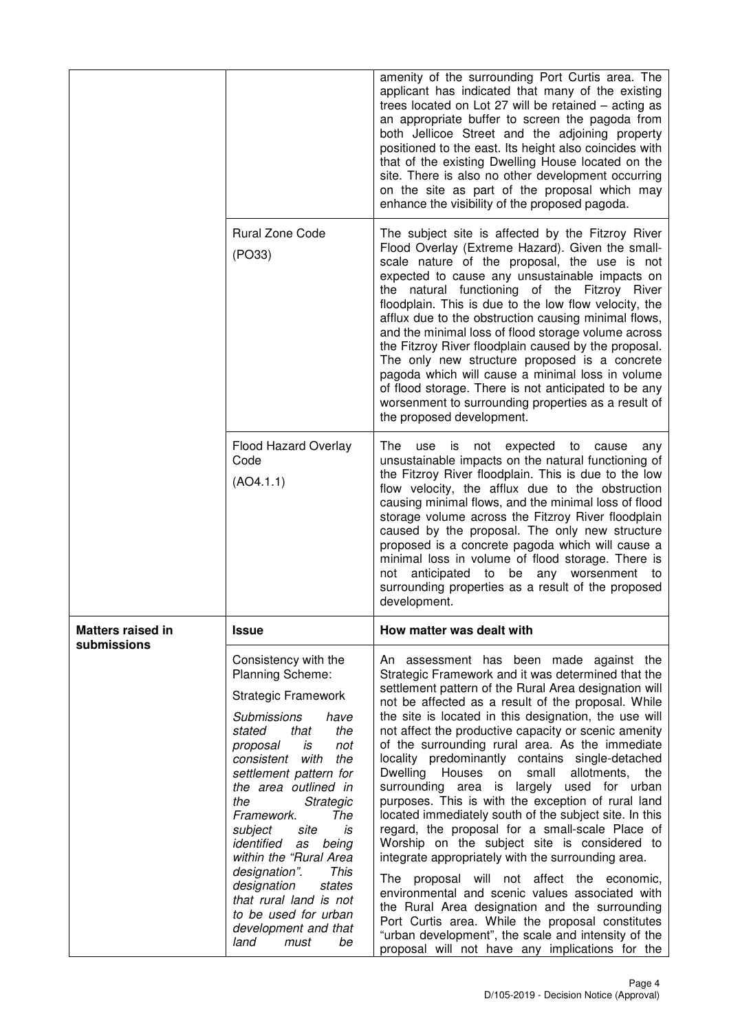| | | |
|---|---|---|
| | | amenity of the surrounding Port Curtis area. The applicant has indicated that many of the existing trees located on Lot 27 will be retained – acting as an appropriate buffer to screen the pagoda from both Jellicoe Street and the adjoining property positioned to the east. Its height also coincides with that of the existing Dwelling House located on the site. There is also no other development occurring on the site as part of the proposal which may enhance the visibility of the proposed pagoda. |
| | Rural Zone Code (PO33) | The subject site is affected by the Fitzroy River Flood Overlay (Extreme Hazard). Given the small-scale nature of the proposal, the use is not expected to cause any unsustainable impacts on the natural functioning of the Fitzroy River floodplain. This is due to the low flow velocity, the afflux due to the obstruction causing minimal flows, and the minimal loss of flood storage volume across the Fitzroy River floodplain caused by the proposal. The only new structure proposed is a concrete pagoda which will cause a minimal loss in volume of flood storage. There is not anticipated to be any worsenment to surrounding properties as a result of the proposed development. |
| | Flood Hazard Overlay Code (AO4.1.1) | The use is not expected to cause any unsustainable impacts on the natural functioning of the Fitzroy River floodplain. This is due to the low flow velocity, the afflux due to the obstruction causing minimal flows, and the minimal loss of flood storage volume across the Fitzroy River floodplain caused by the proposal. The only new structure proposed is a concrete pagoda which will cause a minimal loss in volume of flood storage. There is not anticipated to be any worsenment to surrounding properties as a result of the proposed development. |
| **Matters raised in submissions** | **Issue** | **How matter was dealt with** |
| | Consistency with the Planning Scheme:<br><br>Strategic Framework<br><br>*Submissions have stated that the proposal is not consistent with the settlement pattern for the area outlined in the Strategic Framework. The subject site is identified as being within the "Rural Area designation". This designation states that rural land is not to be used for urban development and that land must be* | An assessment has been made against the Strategic Framework and it was determined that the settlement pattern of the Rural Area designation will not be affected as a result of the proposal. While the site is located in this designation, the use will not affect the productive capacity or scenic amenity of the surrounding rural area. As the immediate locality predominantly contains single-detached Dwelling Houses on small allotments, the surrounding area is largely used for urban purposes. This is with the exception of rural land located immediately south of the subject site. In this regard, the proposal for a small-scale Place of Worship on the subject site is considered to integrate appropriately with the surrounding area.<br><br>The proposal will not affect the economic, environmental and scenic values associated with the Rural Area designation and the surrounding Port Curtis area. While the proposal constitutes "urban development", the scale and intensity of the proposal will not have any implications for the |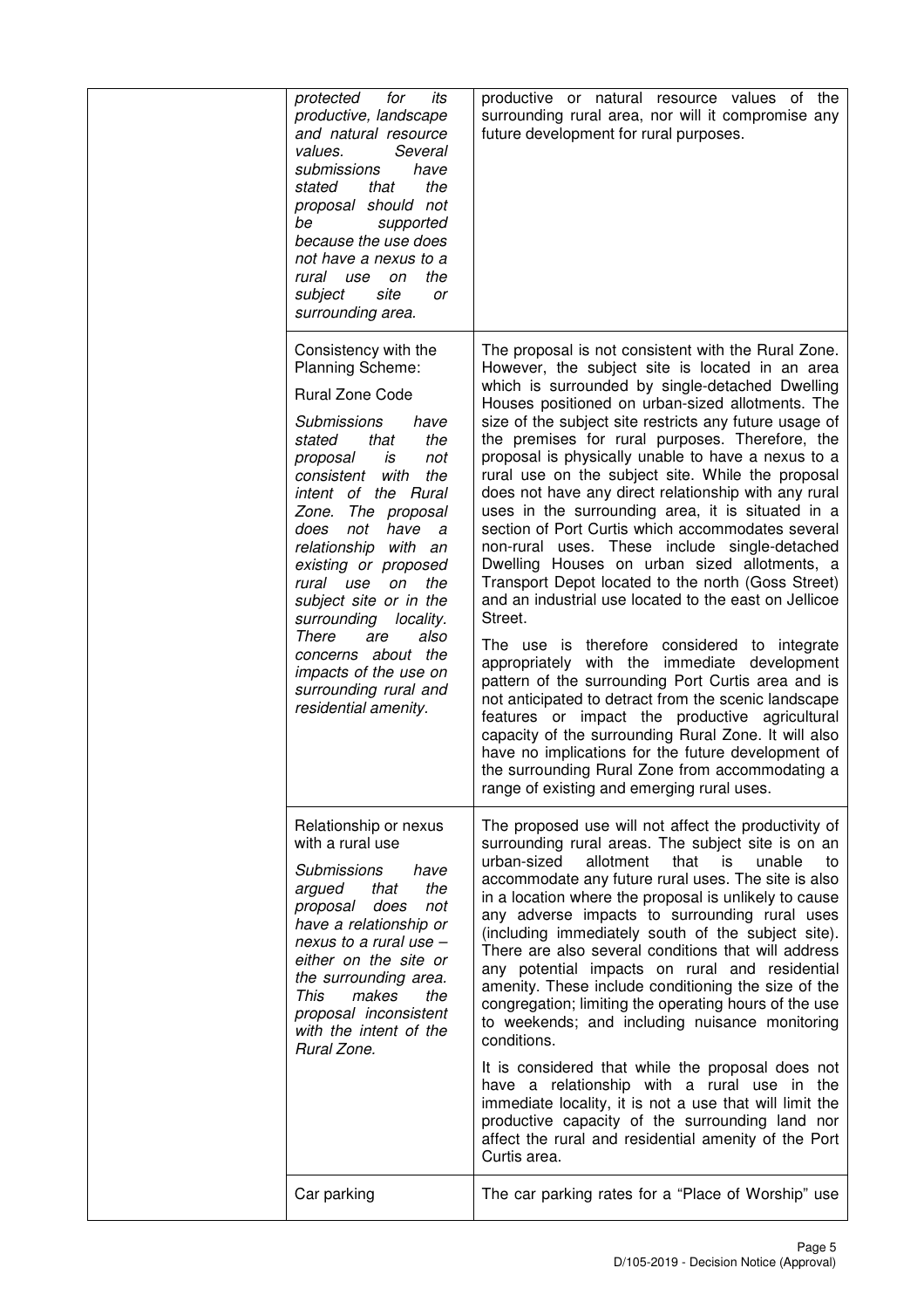| | | |
|---|---|---|
| | *protected for its productive, landscape and natural resource values. Several submissions have stated that the proposal should not be supported because the use does not have a nexus to a rural use on the subject site or surrounding area.* | productive or natural resource values of the surrounding rural area, nor will it compromise any future development for rural purposes. |
| | Consistency with the Planning Scheme:<br><br>Rural Zone Code<br><br>*Submissions have stated that the proposal is not consistent with the intent of the Rural Zone. The proposal does not have a relationship with an existing or proposed rural use on the subject site or in the surrounding locality. There are also concerns about the impacts of the use on surrounding rural and residential amenity.* | The proposal is not consistent with the Rural Zone. However, the subject site is located in an area which is surrounded by single-detached Dwelling Houses positioned on urban-sized allotments. The size of the subject site restricts any future usage of the premises for rural purposes. Therefore, the proposal is physically unable to have a nexus to a rural use on the subject site. While the proposal does not have any direct relationship with any rural uses in the surrounding area, it is situated in a section of Port Curtis which accommodates several non-rural uses. These include single-detached Dwelling Houses on urban sized allotments, a Transport Depot located to the north (Goss Street) and an industrial use located to the east on Jellicoe Street.<br><br>The use is therefore considered to integrate appropriately with the immediate development pattern of the surrounding Port Curtis area and is not anticipated to detract from the scenic landscape features or impact the productive agricultural capacity of the surrounding Rural Zone. It will also have no implications for the future development of the surrounding Rural Zone from accommodating a range of existing and emerging rural uses. |
| | Relationship or nexus with a rural use<br><br>*Submissions have argued that the proposal does not have a relationship or nexus to a rural use – either on the site or the surrounding area. This makes the proposal inconsistent with the intent of the Rural Zone.* | The proposed use will not affect the productivity of surrounding rural areas. The subject site is on an urban-sized allotment that is unable to accommodate any future rural uses. The site is also in a location where the proposal is unlikely to cause any adverse impacts to surrounding rural uses (including immediately south of the subject site). There are also several conditions that will address any potential impacts on rural and residential amenity. These include conditioning the size of the congregation; limiting the operating hours of the use to weekends; and including nuisance monitoring conditions.<br><br>It is considered that while the proposal does not have a relationship with a rural use in the immediate locality, it is not a use that will limit the productive capacity of the surrounding land nor affect the rural and residential amenity of the Port Curtis area. |
| | Car parking | The car parking rates for a "Place of Worship" use |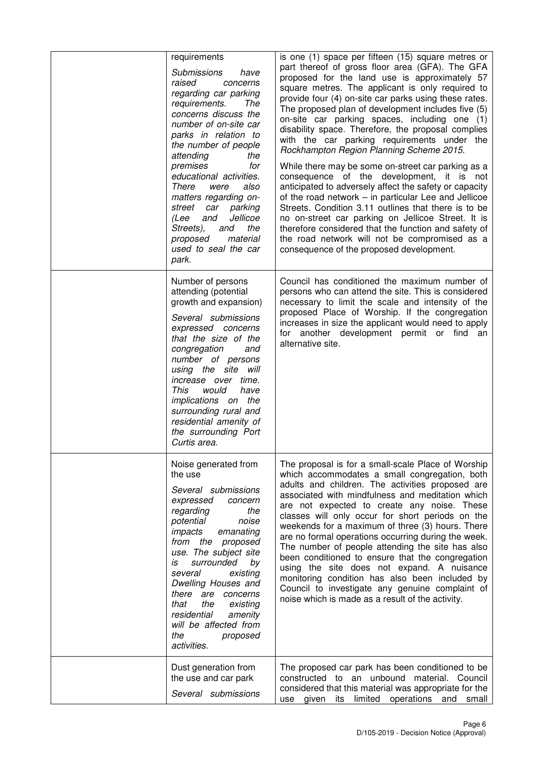| | | |
|---|---|---|
| | requirements<br><br>*Submissions have raised concerns regarding car parking requirements. The concerns discuss the number of on-site car parks in relation to the number of people attending the premises for educational activities. There were also matters regarding on-street car parking (Lee and Jellicoe Streets), and the proposed material used to seal the car park.* | is one (1) space per fifteen (15) square metres or part thereof of gross floor area (GFA). The GFA proposed for the land use is approximately 57 square metres. The applicant is only required to provide four (4) on-site car parks using these rates. The proposed plan of development includes five (5) on-site car parking spaces, including one (1) disability space. Therefore, the proposal complies with the car parking requirements under the *Rockhampton Region Planning Scheme 2015*.<br><br>While there may be some on-street car parking as a consequence of the development, it is not anticipated to adversely affect the safety or capacity of the road network – in particular Lee and Jellicoe Streets. Condition 3.11 outlines that there is to be no on-street car parking on Jellicoe Street. It is therefore considered that the function and safety of the road network will not be compromised as a consequence of the proposed development. |
| | Number of persons attending (potential growth and expansion)<br><br>*Several submissions expressed concerns that the size of the congregation and number of persons using the site will increase over time. This would have implications on the surrounding rural and residential amenity of the surrounding Port Curtis area.* | Council has conditioned the maximum number of persons who can attend the site. This is considered necessary to limit the scale and intensity of the proposed Place of Worship. If the congregation increases in size the applicant would need to apply for another development permit or find an alternative site. |
| | Noise generated from the use<br><br>*Several submissions expressed concern regarding the potential noise impacts emanating from the proposed use. The subject site is surrounded by several existing Dwelling Houses and there are concerns that the existing residential amenity will be affected from the proposed activities.* | The proposal is for a small-scale Place of Worship which accommodates a small congregation, both adults and children. The activities proposed are associated with mindfulness and meditation which are not expected to create any noise. These classes will only occur for short periods on the weekends for a maximum of three (3) hours. There are no formal operations occurring during the week. The number of people attending the site has also been conditioned to ensure that the congregation using the site does not expand. A nuisance monitoring condition has also been included by Council to investigate any genuine complaint of noise which is made as a result of the activity. |
| | Dust generation from the use and car park<br><br>*Several submissions* | The proposed car park has been conditioned to be constructed to an unbound material. Council considered that this material was appropriate for the use given its limited operations and small |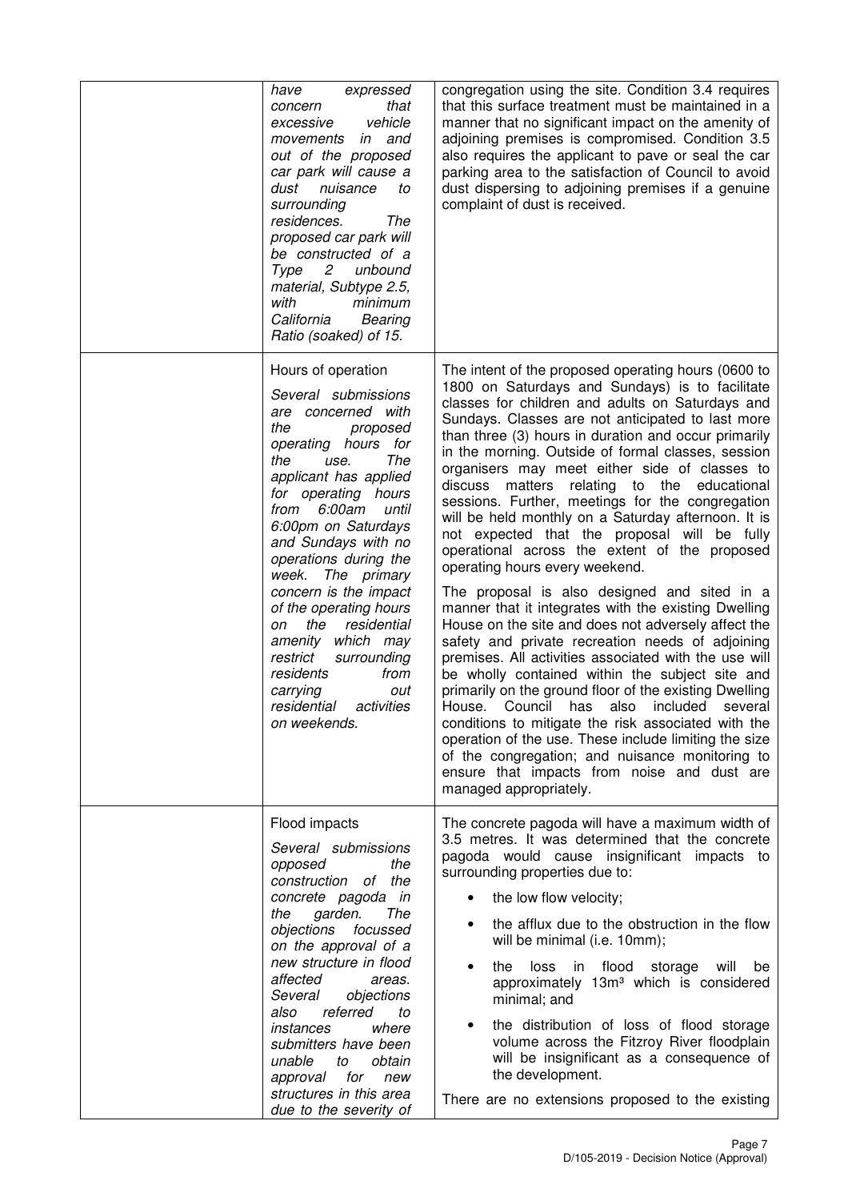| | | |
|---|---|---|
| | *have expressed concern that excessive vehicle movements in and out of the proposed car park will cause a dust nuisance to surrounding residences. The proposed car park will be constructed of a Type 2 unbound material, Subtype 2.5, with minimum California Bearing Ratio (soaked) of 15.* | congregation using the site. Condition 3.4 requires that this surface treatment must be maintained in a manner that no significant impact on the amenity of adjoining premises is compromised. Condition 3.5 also requires the applicant to pave or seal the car parking area to the satisfaction of Council to avoid dust dispersing to adjoining premises if a genuine complaint of dust is received. |
| | Hours of operation<br><br>*Several submissions are concerned with the proposed operating hours for the use. The applicant has applied for operating hours from 6:00am until 6:00pm on Saturdays and Sundays with no operations during the week. The primary concern is the impact of the operating hours on the residential amenity which may restrict surrounding residents from carrying out residential activities on weekends.* | The intent of the proposed operating hours (0600 to 1800 on Saturdays and Sundays) is to facilitate classes for children and adults on Saturdays and Sundays. Classes are not anticipated to last more than three (3) hours in duration and occur primarily in the morning. Outside of formal classes, session organisers may meet either side of classes to discuss matters relating to the educational sessions. Further, meetings for the congregation will be held monthly on a Saturday afternoon. It is not expected that the proposal will be fully operational across the extent of the proposed operating hours every weekend.<br><br>The proposal is also designed and sited in a manner that it integrates with the existing Dwelling House on the site and does not adversely affect the safety and private recreation needs of adjoining premises. All activities associated with the use will be wholly contained within the subject site and primarily on the ground floor of the existing Dwelling House. Council has also included several conditions to mitigate the risk associated with the operation of the use. These include limiting the size of the congregation; and nuisance monitoring to ensure that impacts from noise and dust are managed appropriately. |
| | Flood impacts<br><br>*Several submissions opposed the construction of the concrete pagoda in the garden. The objections focussed on the approval of a new structure in flood affected areas. Several objections also referred to instances where submitters have been unable to obtain approval for new structures in this area due to the severity of* | The concrete pagoda will have a maximum width of 3.5 metres. It was determined that the concrete pagoda would cause insignificant impacts to surrounding properties due to:<br><br>• the low flow velocity;<br>• the afflux due to the obstruction in the flow will be minimal (i.e. 10mm);<br>• the loss in flood storage will be approximately 13m³ which is considered minimal; and<br>• the distribution of loss of flood storage volume across the Fitzroy River floodplain will be insignificant as a consequence of the development.<br><br>There are no extensions proposed to the existing |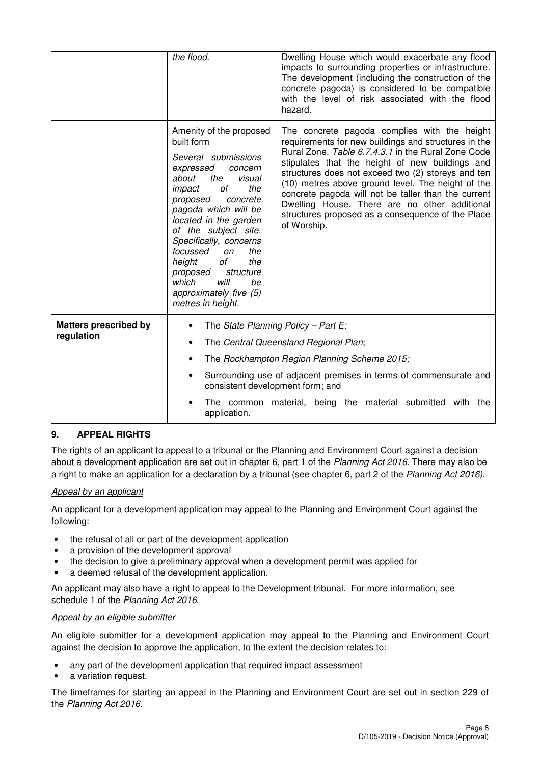| | | |
|---|---|---|
| | *the flood.* | Dwelling House which would exacerbate any flood impacts to surrounding properties or infrastructure. The development (including the construction of the concrete pagoda) is considered to be compatible with the level of risk associated with the flood hazard. |
| | Amenity of the proposed built form<br><br>*Several submissions expressed concern about the visual impact of the proposed concrete pagoda which will be located in the garden of the subject site. Specifically, concerns focussed on the height of the proposed structure which will be approximately five (5) metres in height.* | The concrete pagoda complies with the height requirements for new buildings and structures in the Rural Zone. *Table 6.7.4.3.1* in the Rural Zone Code stipulates that the height of new buildings and structures does not exceed two (2) storeys and ten (10) metres above ground level. The height of the concrete pagoda will not be taller than the current Dwelling House. There are no other additional structures proposed as a consequence of the Place of Worship. |
| **Matters prescribed by regulation** | • The *State Planning Policy – Part E;*<br>• The *Central Queensland Regional Plan*;<br>• The *Rockhampton Region Planning Scheme 2015;*<br>• Surrounding use of adjacent premises in terms of commensurate and consistent development form; and<br>• The common material, being the material submitted with the application. | |

## 9. APPEAL RIGHTS

The rights of an applicant to appeal to a tribunal or the Planning and Environment Court against a decision about a development application are set out in chapter 6, part 1 of the *Planning Act 2016*. There may also be a right to make an application for a declaration by a tribunal (see chapter 6, part 2 of the *Planning Act 2016).*

*Appeal by an applicant*

An applicant for a development application may appeal to the Planning and Environment Court against the following:

- the refusal of all or part of the development application
- a provision of the development approval
- the decision to give a preliminary approval when a development permit was applied for
- a deemed refusal of the development application.

An applicant may also have a right to appeal to the Development tribunal. For more information, see schedule 1 of the *Planning Act 2016*.

*Appeal by an eligible submitter*

An eligible submitter for a development application may appeal to the Planning and Environment Court against the decision to approve the application, to the extent the decision relates to:

- any part of the development application that required impact assessment
- a variation request.

The timeframes for starting an appeal in the Planning and Environment Court are set out in section 229 of the *Planning Act 2016*.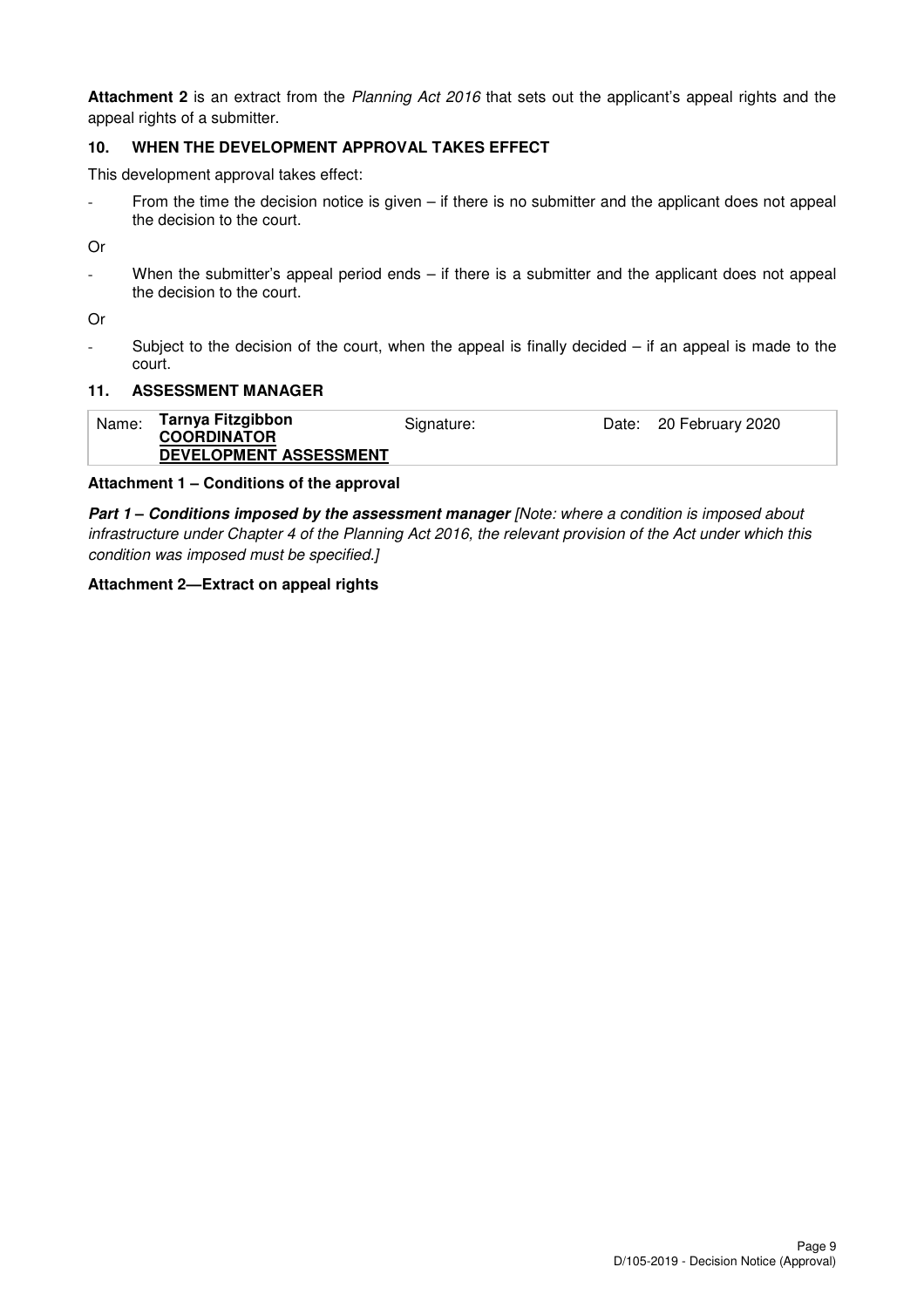**Attachment 2** is an extract from the *Planning Act 2016* that sets out the applicant's appeal rights and the appeal rights of a submitter.

### 10. WHEN THE DEVELOPMENT APPROVAL TAKES EFFECT

This development approval takes effect:

- From the time the decision notice is given – if there is no submitter and the applicant does not appeal the decision to the court.

Or

- When the submitter's appeal period ends – if there is a submitter and the applicant does not appeal the decision to the court.

Or

- Subject to the decision of the court, when the appeal is finally decided – if an appeal is made to the court.

### 11. ASSESSMENT MANAGER

| Name: | **Tarnya Fitzgibbon** **COORDINATOR** **DEVELOPMENT ASSESSMENT** | Signature: | | Date: | 20 February 2020 |
|---|---|---|---|---|---|

**Attachment 1 – Conditions of the approval**

***Part 1 – Conditions imposed by the assessment manager*** *[Note: where a condition is imposed about infrastructure under Chapter 4 of the Planning Act 2016, the relevant provision of the Act under which this condition was imposed must be specified.]*

**Attachment 2—Extract on appeal rights**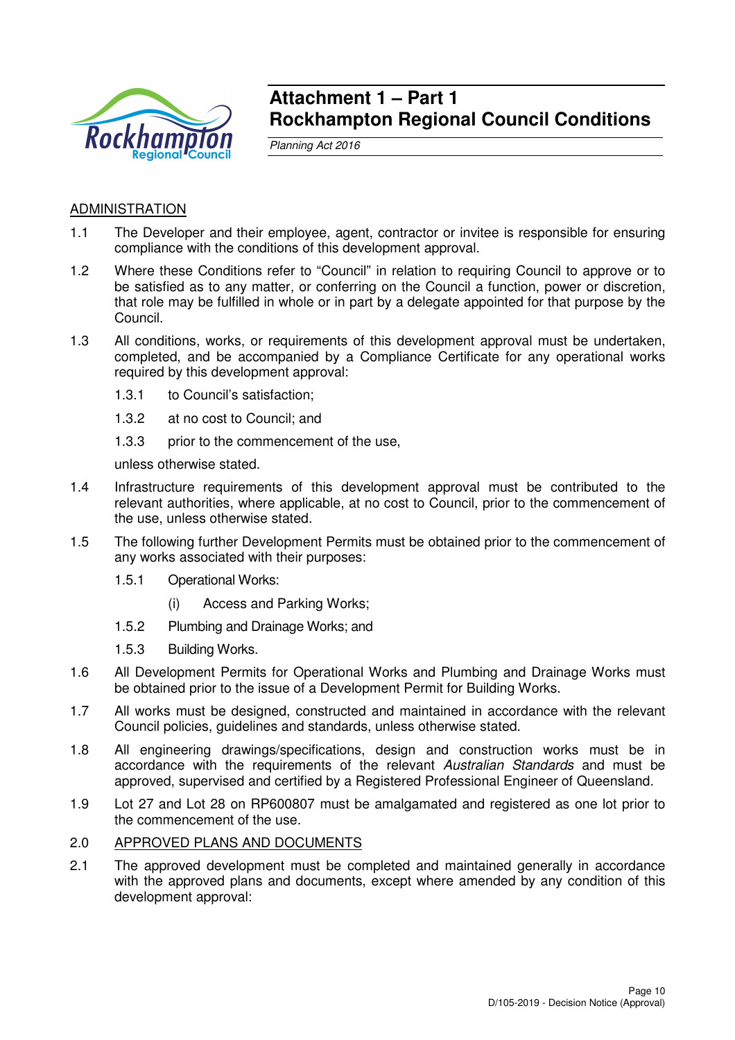# Attachment 1 – Part 1
# Rockhampton Regional Council Conditions

*Planning Act 2016*

## ADMINISTRATION

1.1 The Developer and their employee, agent, contractor or invitee is responsible for ensuring compliance with the conditions of this development approval.

1.2 Where these Conditions refer to "Council" in relation to requiring Council to approve or to be satisfied as to any matter, or conferring on the Council a function, power or discretion, that role may be fulfilled in whole or in part by a delegate appointed for that purpose by the Council.

1.3 All conditions, works, or requirements of this development approval must be undertaken, completed, and be accompanied by a Compliance Certificate for any operational works required by this development approval:

   1.3.1 to Council's satisfaction;

   1.3.2 at no cost to Council; and

   1.3.3 prior to the commencement of the use,

   unless otherwise stated.

1.4 Infrastructure requirements of this development approval must be contributed to the relevant authorities, where applicable, at no cost to Council, prior to the commencement of the use, unless otherwise stated.

1.5 The following further Development Permits must be obtained prior to the commencement of any works associated with their purposes:

   1.5.1 Operational Works:

      (i) Access and Parking Works;

   1.5.2 Plumbing and Drainage Works; and

   1.5.3 Building Works.

1.6 All Development Permits for Operational Works and Plumbing and Drainage Works must be obtained prior to the issue of a Development Permit for Building Works.

1.7 All works must be designed, constructed and maintained in accordance with the relevant Council policies, guidelines and standards, unless otherwise stated.

1.8 All engineering drawings/specifications, design and construction works must be in accordance with the requirements of the relevant *Australian Standards* and must be approved, supervised and certified by a Registered Professional Engineer of Queensland.

1.9 Lot 27 and Lot 28 on RP600807 must be amalgamated and registered as one lot prior to the commencement of the use.

## 2.0 APPROVED PLANS AND DOCUMENTS

2.1 The approved development must be completed and maintained generally in accordance with the approved plans and documents, except where amended by any condition of this development approval: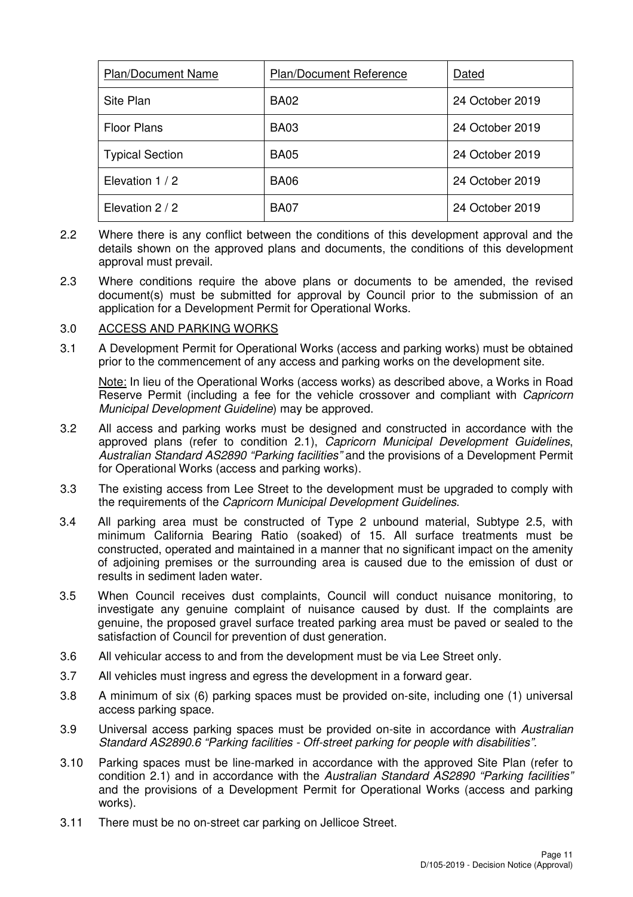| Plan/Document Name | Plan/Document Reference | Dated |
| --- | --- | --- |
| Site Plan | BA02 | 24 October 2019 |
| Floor Plans | BA03 | 24 October 2019 |
| Typical Section | BA05 | 24 October 2019 |
| Elevation 1 / 2 | BA06 | 24 October 2019 |
| Elevation 2 / 2 | BA07 | 24 October 2019 |

2.2 Where there is any conflict between the conditions of this development approval and the details shown on the approved plans and documents, the conditions of this development approval must prevail.

2.3 Where conditions require the above plans or documents to be amended, the revised document(s) must be submitted for approval by Council prior to the submission of an application for a Development Permit for Operational Works.

3.0 ACCESS AND PARKING WORKS

3.1 A Development Permit for Operational Works (access and parking works) must be obtained prior to the commencement of any access and parking works on the development site.

Note: In lieu of the Operational Works (access works) as described above, a Works in Road Reserve Permit (including a fee for the vehicle crossover and compliant with *Capricorn Municipal Development Guideline*) may be approved.

3.2 All access and parking works must be designed and constructed in accordance with the approved plans (refer to condition 2.1), *Capricorn Municipal Development Guidelines*, *Australian Standard AS2890 "Parking facilities"* and the provisions of a Development Permit for Operational Works (access and parking works).

3.3 The existing access from Lee Street to the development must be upgraded to comply with the requirements of the *Capricorn Municipal Development Guidelines*.

3.4 All parking area must be constructed of Type 2 unbound material, Subtype 2.5, with minimum California Bearing Ratio (soaked) of 15. All surface treatments must be constructed, operated and maintained in a manner that no significant impact on the amenity of adjoining premises or the surrounding area is caused due to the emission of dust or results in sediment laden water.

3.5 When Council receives dust complaints, Council will conduct nuisance monitoring, to investigate any genuine complaint of nuisance caused by dust. If the complaints are genuine, the proposed gravel surface treated parking area must be paved or sealed to the satisfaction of Council for prevention of dust generation.

3.6 All vehicular access to and from the development must be via Lee Street only.

3.7 All vehicles must ingress and egress the development in a forward gear.

3.8 A minimum of six (6) parking spaces must be provided on-site, including one (1) universal access parking space.

3.9 Universal access parking spaces must be provided on-site in accordance with *Australian Standard AS2890.6 "Parking facilities - Off-street parking for people with disabilities".*

3.10 Parking spaces must be line-marked in accordance with the approved Site Plan (refer to condition 2.1) and in accordance with the *Australian Standard AS2890 "Parking facilities"* and the provisions of a Development Permit for Operational Works (access and parking works).

3.11 There must be no on-street car parking on Jellicoe Street.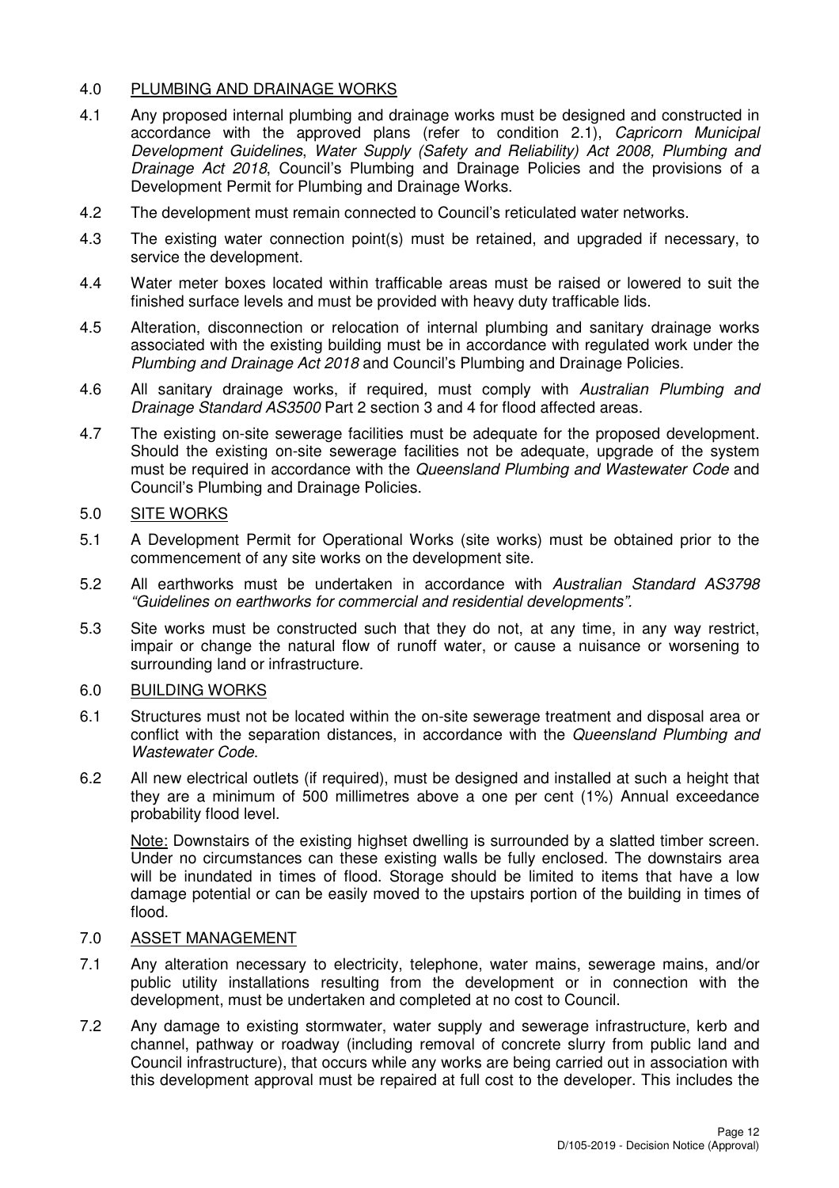## 4.0 PLUMBING AND DRAINAGE WORKS

4.1 Any proposed internal plumbing and drainage works must be designed and constructed in accordance with the approved plans (refer to condition 2.1), *Capricorn Municipal Development Guidelines*, *Water Supply (Safety and Reliability) Act 2008*, *Plumbing and Drainage Act 2018*, Council's Plumbing and Drainage Policies and the provisions of a Development Permit for Plumbing and Drainage Works.

4.2 The development must remain connected to Council's reticulated water networks.

4.3 The existing water connection point(s) must be retained, and upgraded if necessary, to service the development.

4.4 Water meter boxes located within trafficable areas must be raised or lowered to suit the finished surface levels and must be provided with heavy duty trafficable lids.

4.5 Alteration, disconnection or relocation of internal plumbing and sanitary drainage works associated with the existing building must be in accordance with regulated work under the *Plumbing and Drainage Act 2018* and Council's Plumbing and Drainage Policies.

4.6 All sanitary drainage works, if required, must comply with *Australian Plumbing and Drainage Standard AS3500* Part 2 section 3 and 4 for flood affected areas.

4.7 The existing on-site sewerage facilities must be adequate for the proposed development. Should the existing on-site sewerage facilities not be adequate, upgrade of the system must be required in accordance with the *Queensland Plumbing and Wastewater Code* and Council's Plumbing and Drainage Policies.

## 5.0 SITE WORKS

5.1 A Development Permit for Operational Works (site works) must be obtained prior to the commencement of any site works on the development site.

5.2 All earthworks must be undertaken in accordance with *Australian Standard AS3798 "Guidelines on earthworks for commercial and residential developments"*.

5.3 Site works must be constructed such that they do not, at any time, in any way restrict, impair or change the natural flow of runoff water, or cause a nuisance or worsening to surrounding land or infrastructure.

## 6.0 BUILDING WORKS

6.1 Structures must not be located within the on-site sewerage treatment and disposal area or conflict with the separation distances, in accordance with the *Queensland Plumbing and Wastewater Code*.

6.2 All new electrical outlets (if required), must be designed and installed at such a height that they are a minimum of 500 millimetres above a one per cent (1%) Annual exceedance probability flood level.

<u>Note:</u> Downstairs of the existing highset dwelling is surrounded by a slatted timber screen. Under no circumstances can these existing walls be fully enclosed. The downstairs area will be inundated in times of flood. Storage should be limited to items that have a low damage potential or can be easily moved to the upstairs portion of the building in times of flood.

## 7.0 ASSET MANAGEMENT

7.1 Any alteration necessary to electricity, telephone, water mains, sewerage mains, and/or public utility installations resulting from the development or in connection with the development, must be undertaken and completed at no cost to Council.

7.2 Any damage to existing stormwater, water supply and sewerage infrastructure, kerb and channel, pathway or roadway (including removal of concrete slurry from public land and Council infrastructure), that occurs while any works are being carried out in association with this development approval must be repaired at full cost to the developer. This includes the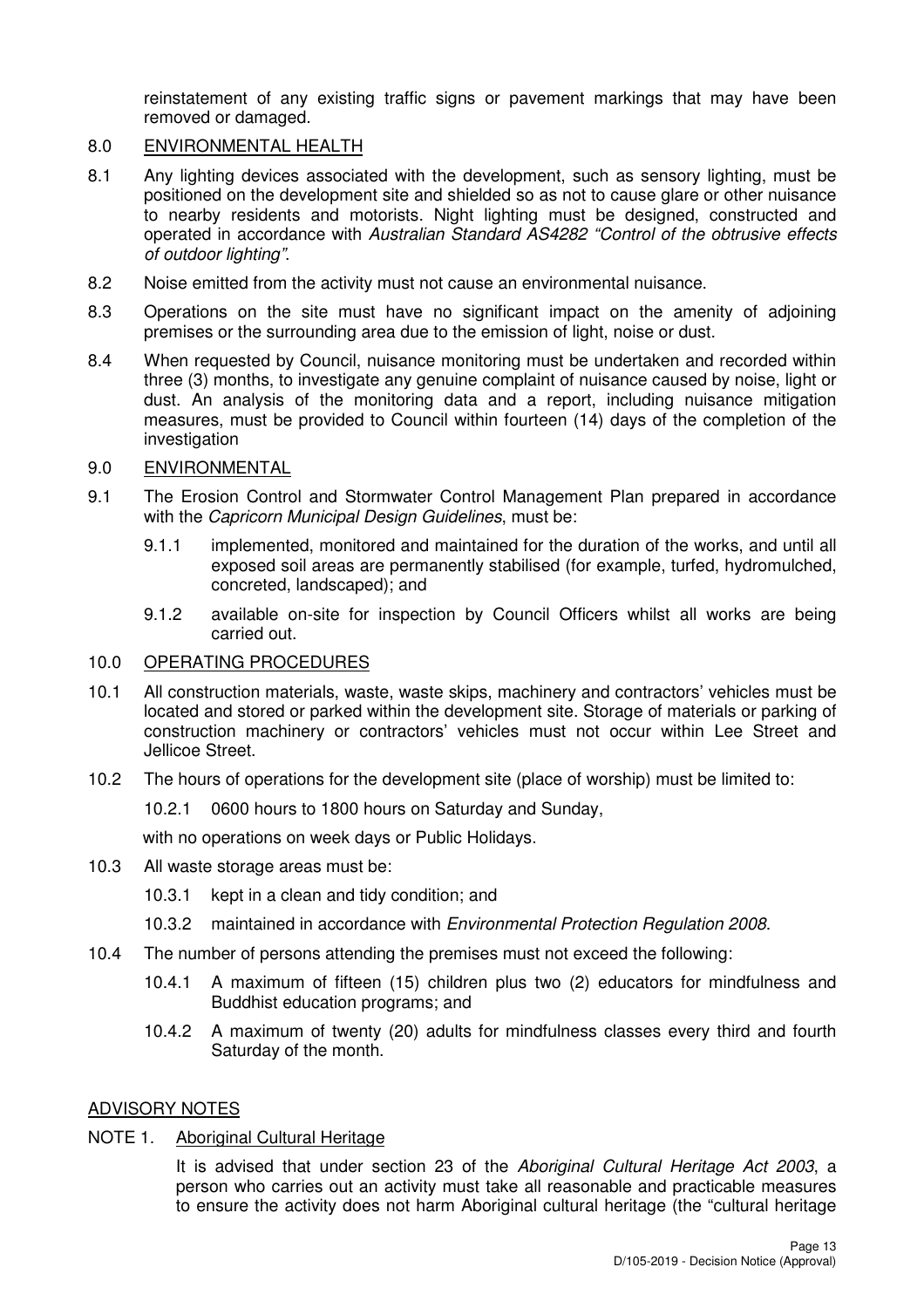reinstatement of any existing traffic signs or pavement markings that may have been removed or damaged.

8.0 ENVIRONMENTAL HEALTH

8.1 Any lighting devices associated with the development, such as sensory lighting, must be positioned on the development site and shielded so as not to cause glare or other nuisance to nearby residents and motorists. Night lighting must be designed, constructed and operated in accordance with *Australian Standard AS4282 "Control of the obtrusive effects of outdoor lighting"*.

8.2 Noise emitted from the activity must not cause an environmental nuisance.

8.3 Operations on the site must have no significant impact on the amenity of adjoining premises or the surrounding area due to the emission of light, noise or dust.

8.4 When requested by Council, nuisance monitoring must be undertaken and recorded within three (3) months, to investigate any genuine complaint of nuisance caused by noise, light or dust. An analysis of the monitoring data and a report, including nuisance mitigation measures, must be provided to Council within fourteen (14) days of the completion of the investigation

9.0 ENVIRONMENTAL

9.1 The Erosion Control and Stormwater Control Management Plan prepared in accordance with the *Capricorn Municipal Design Guidelines*, must be:

9.1.1 implemented, monitored and maintained for the duration of the works, and until all exposed soil areas are permanently stabilised (for example, turfed, hydromulched, concreted, landscaped); and

9.1.2 available on-site for inspection by Council Officers whilst all works are being carried out.

10.0 OPERATING PROCEDURES

10.1 All construction materials, waste, waste skips, machinery and contractors' vehicles must be located and stored or parked within the development site. Storage of materials or parking of construction machinery or contractors' vehicles must not occur within Lee Street and Jellicoe Street.

10.2 The hours of operations for the development site (place of worship) must be limited to:

10.2.1 0600 hours to 1800 hours on Saturday and Sunday,

with no operations on week days or Public Holidays.

10.3 All waste storage areas must be:

10.3.1 kept in a clean and tidy condition; and

10.3.2 maintained in accordance with *Environmental Protection Regulation 2008*.

10.4 The number of persons attending the premises must not exceed the following:

10.4.1 A maximum of fifteen (15) children plus two (2) educators for mindfulness and Buddhist education programs; and

10.4.2 A maximum of twenty (20) adults for mindfulness classes every third and fourth Saturday of the month.

ADVISORY NOTES

NOTE 1. Aboriginal Cultural Heritage

It is advised that under section 23 of the *Aboriginal Cultural Heritage Act 2003*, a person who carries out an activity must take all reasonable and practicable measures to ensure the activity does not harm Aboriginal cultural heritage (the "cultural heritage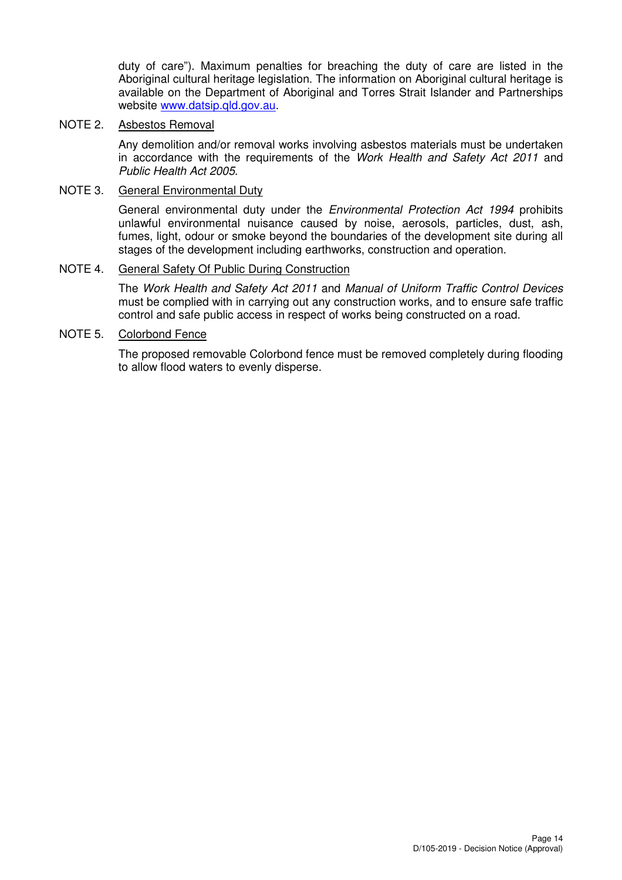duty of care"). Maximum penalties for breaching the duty of care are listed in the Aboriginal cultural heritage legislation. The information on Aboriginal cultural heritage is available on the Department of Aboriginal and Torres Strait Islander and Partnerships website www.datsip.qld.gov.au.

NOTE 2. Asbestos Removal

Any demolition and/or removal works involving asbestos materials must be undertaken in accordance with the requirements of the *Work Health and Safety Act 2011* and *Public Health Act 2005*.

NOTE 3. General Environmental Duty

General environmental duty under the *Environmental Protection Act 1994* prohibits unlawful environmental nuisance caused by noise, aerosols, particles, dust, ash, fumes, light, odour or smoke beyond the boundaries of the development site during all stages of the development including earthworks, construction and operation.

NOTE 4. General Safety Of Public During Construction

The *Work Health and Safety Act 2011* and *Manual of Uniform Traffic Control Devices* must be complied with in carrying out any construction works, and to ensure safe traffic control and safe public access in respect of works being constructed on a road.

NOTE 5. Colorbond Fence

The proposed removable Colorbond fence must be removed completely during flooding to allow flood waters to evenly disperse.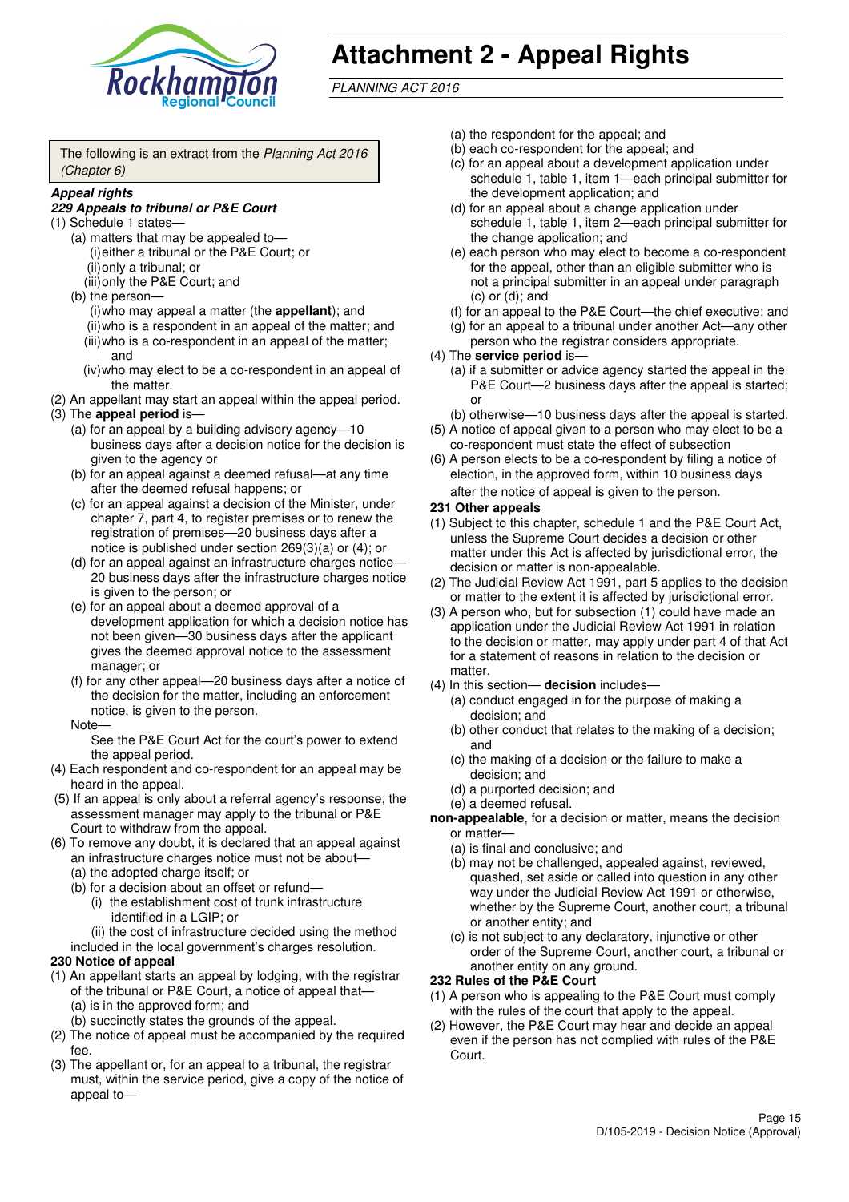# Attachment 2 - Appeal Rights

*PLANNING ACT 2016*

The following is an extract from the *Planning Act 2016 (Chapter 6)*

***Appeal rights***

***229 Appeals to tribunal or P&E Court***

(1) Schedule 1 states—

- (a) matters that may be appealed to—
  - (i) either a tribunal or the P&E Court; or
  - (ii) only a tribunal; or
  - (iii) only the P&E Court; and
- (b) the person—
  - (i) who may appeal a matter (the **appellant**); and
  - (ii) who is a respondent in an appeal of the matter; and
  - (iii) who is a co-respondent in an appeal of the matter; and
  - (iv) who may elect to be a co-respondent in an appeal of the matter.

(2) An appellant may start an appeal within the appeal period.

(3) The **appeal period** is—

- (a) for an appeal by a building advisory agency—10 business days after a decision notice for the decision is given to the agency or
- (b) for an appeal against a deemed refusal—at any time after the deemed refusal happens; or
- (c) for an appeal against a decision of the Minister, under chapter 7, part 4, to register premises or to renew the registration of premises—20 business days after a notice is published under section 269(3)(a) or (4); or
- (d) for an appeal against an infrastructure charges notice—20 business days after the infrastructure charges notice is given to the person; or
- (e) for an appeal about a deemed approval of a development application for which a decision notice has not been given—30 business days after the applicant gives the deemed approval notice to the assessment manager; or
- (f) for any other appeal—20 business days after a notice of the decision for the matter, including an enforcement notice, is given to the person.

Note—

See the P&E Court Act for the court's power to extend the appeal period.

(4) Each respondent and co-respondent for an appeal may be heard in the appeal.

(5) If an appeal is only about a referral agency's response, the assessment manager may apply to the tribunal or P&E Court to withdraw from the appeal.

(6) To remove any doubt, it is declared that an appeal against an infrastructure charges notice must not be about—

- (a) the adopted charge itself; or
- (b) for a decision about an offset or refund—
  - (i) the establishment cost of trunk infrastructure identified in a LGIP; or
  - (ii) the cost of infrastructure decided using the method

included in the local government's charges resolution.

**230 Notice of appeal**

(1) An appellant starts an appeal by lodging, with the registrar of the tribunal or P&E Court, a notice of appeal that—

- (a) is in the approved form; and
- (b) succinctly states the grounds of the appeal.

(2) The notice of appeal must be accompanied by the required fee.

(3) The appellant or, for an appeal to a tribunal, the registrar must, within the service period, give a copy of the notice of appeal to—

- (a) the respondent for the appeal; and
- (b) each co-respondent for the appeal; and
- (c) for an appeal about a development application under schedule 1, table 1, item 1—each principal submitter for the development application; and
- (d) for an appeal about a change application under schedule 1, table 1, item 2—each principal submitter for the change application; and
- (e) each person who may elect to become a co-respondent for the appeal, other than an eligible submitter who is not a principal submitter in an appeal under paragraph (c) or (d); and
- (f) for an appeal to the P&E Court—the chief executive; and
- (g) for an appeal to a tribunal under another Act—any other person who the registrar considers appropriate.

(4) The **service period** is—

- (a) if a submitter or advice agency started the appeal in the P&E Court—2 business days after the appeal is started; or
- (b) otherwise—10 business days after the appeal is started.

(5) A notice of appeal given to a person who may elect to be a co-respondent must state the effect of subsection

(6) A person elects to be a co-respondent by filing a notice of election, in the approved form, within 10 business days after the notice of appeal is given to the person.

**231 Other appeals**

(1) Subject to this chapter, schedule 1 and the P&E Court Act, unless the Supreme Court decides a decision or other matter under this Act is affected by jurisdictional error, the decision or matter is non-appealable.

(2) The Judicial Review Act 1991, part 5 applies to the decision or matter to the extent it is affected by jurisdictional error.

(3) A person who, but for subsection (1) could have made an application under the Judicial Review Act 1991 in relation to the decision or matter, may apply under part 4 of that Act for a statement of reasons in relation to the decision or matter.

(4) In this section— **decision** includes—

- (a) conduct engaged in for the purpose of making a decision; and
- (b) other conduct that relates to the making of a decision; and
- (c) the making of a decision or the failure to make a decision; and
- (d) a purported decision; and
- (e) a deemed refusal.

**non-appealable**, for a decision or matter, means the decision or matter—

- (a) is final and conclusive; and
- (b) may not be challenged, appealed against, reviewed, quashed, set aside or called into question in any other way under the Judicial Review Act 1991 or otherwise, whether by the Supreme Court, another court, a tribunal or another entity; and
- (c) is not subject to any declaratory, injunctive or other order of the Supreme Court, another court, a tribunal or another entity on any ground.

**232 Rules of the P&E Court**

(1) A person who is appealing to the P&E Court must comply with the rules of the court that apply to the appeal.

(2) However, the P&E Court may hear and decide an appeal even if the person has not complied with rules of the P&E Court.

D/105-2019 - Decision Notice (Approval)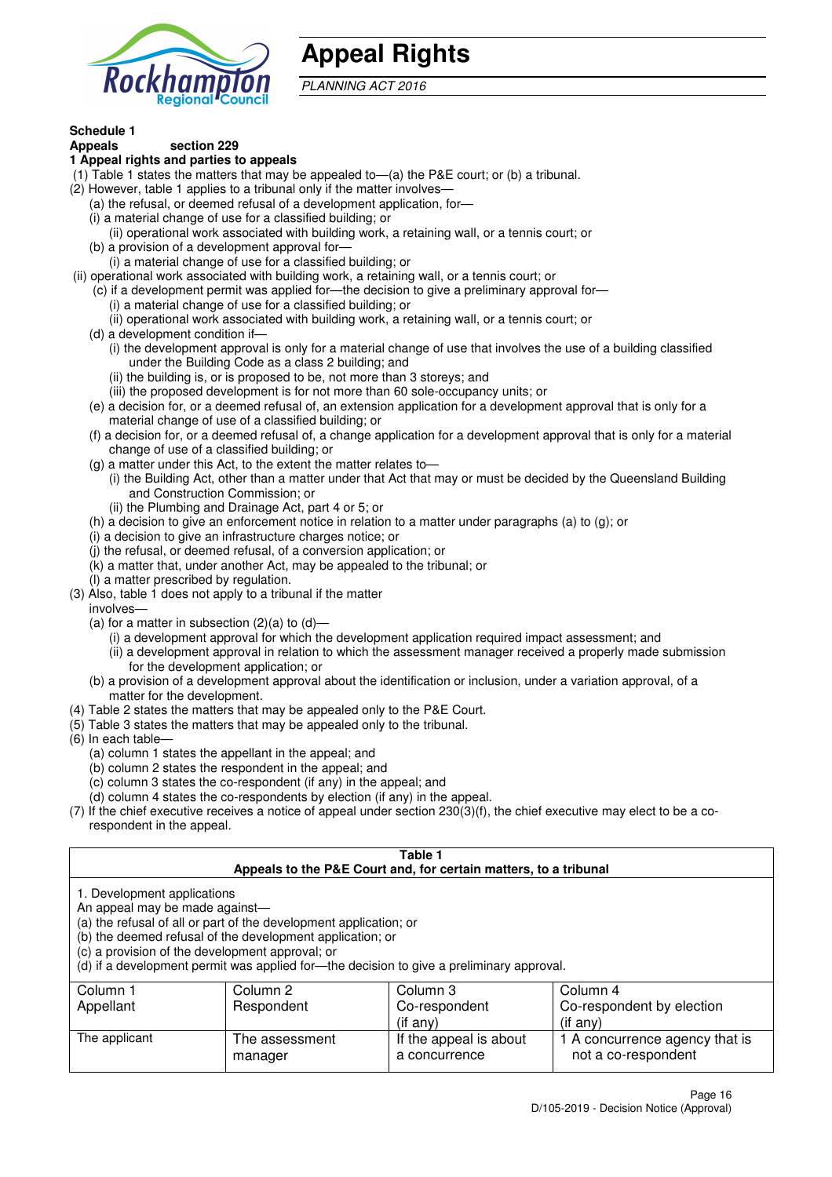# Appeal Rights

*PLANNING ACT 2016*

**Schedule 1**

**Appeals section 229**

**1 Appeal rights and parties to appeals**

(1) Table 1 states the matters that may be appealed to—(a) the P&E court; or (b) a tribunal.

(2) However, table 1 applies to a tribunal only if the matter involves—

(a) the refusal, or deemed refusal of a development application, for—

(i) a material change of use for a classified building; or

(ii) operational work associated with building work, a retaining wall, or a tennis court; or

(b) a provision of a development approval for—

(i) a material change of use for a classified building; or

(ii) operational work associated with building work, a retaining wall, or a tennis court; or

(c) if a development permit was applied for—the decision to give a preliminary approval for—

(i) a material change of use for a classified building; or

(ii) operational work associated with building work, a retaining wall, or a tennis court; or

(d) a development condition if—

(i) the development approval is only for a material change of use that involves the use of a building classified under the Building Code as a class 2 building; and

(ii) the building is, or is proposed to be, not more than 3 storeys; and

(iii) the proposed development is for not more than 60 sole-occupancy units; or

(e) a decision for, or a deemed refusal of, an extension application for a development approval that is only for a material change of use of a classified building; or

(f) a decision for, or a deemed refusal of, a change application for a development approval that is only for a material change of use of a classified building; or

(g) a matter under this Act, to the extent the matter relates to—

(i) the Building Act, other than a matter under that Act that may or must be decided by the Queensland Building and Construction Commission; or

(ii) the Plumbing and Drainage Act, part 4 or 5; or

(h) a decision to give an enforcement notice in relation to a matter under paragraphs (a) to (g); or

(i) a decision to give an infrastructure charges notice; or

(j) the refusal, or deemed refusal, of a conversion application; or

(k) a matter that, under another Act, may be appealed to the tribunal; or

(l) a matter prescribed by regulation.

(3) Also, table 1 does not apply to a tribunal if the matter involves—

(a) for a matter in subsection (2)(a) to (d)—

(i) a development approval for which the development application required impact assessment; and

(ii) a development approval in relation to which the assessment manager received a properly made submission for the development application; or

(b) a provision of a development approval about the identification or inclusion, under a variation approval, of a matter for the development.

(4) Table 2 states the matters that may be appealed only to the P&E Court.

(5) Table 3 states the matters that may be appealed only to the tribunal.

(6) In each table—

(a) column 1 states the appellant in the appeal; and

(b) column 2 states the respondent in the appeal; and

(c) column 3 states the co-respondent (if any) in the appeal; and

(d) column 4 states the co-respondents by election (if any) in the appeal.

(7) If the chief executive receives a notice of appeal under section 230(3)(f), the chief executive may elect to be a co-respondent in the appeal.

**Table 1**
**Appeals to the P&E Court and, for certain matters, to a tribunal**

1. Development applications

An appeal may be made against—

(a) the refusal of all or part of the development application; or

(b) the deemed refusal of the development application; or

(c) a provision of the development approval; or

(d) if a development permit was applied for—the decision to give a preliminary approval.

| Column 1<br>Appellant | Column 2<br>Respondent | Column 3<br>Co-respondent<br>(if any) | Column 4<br>Co-respondent by election<br>(if any) |
|---|---|---|---|
| The applicant | The assessment manager | If the appeal is about a concurrence | 1 A concurrence agency that is not a co-respondent |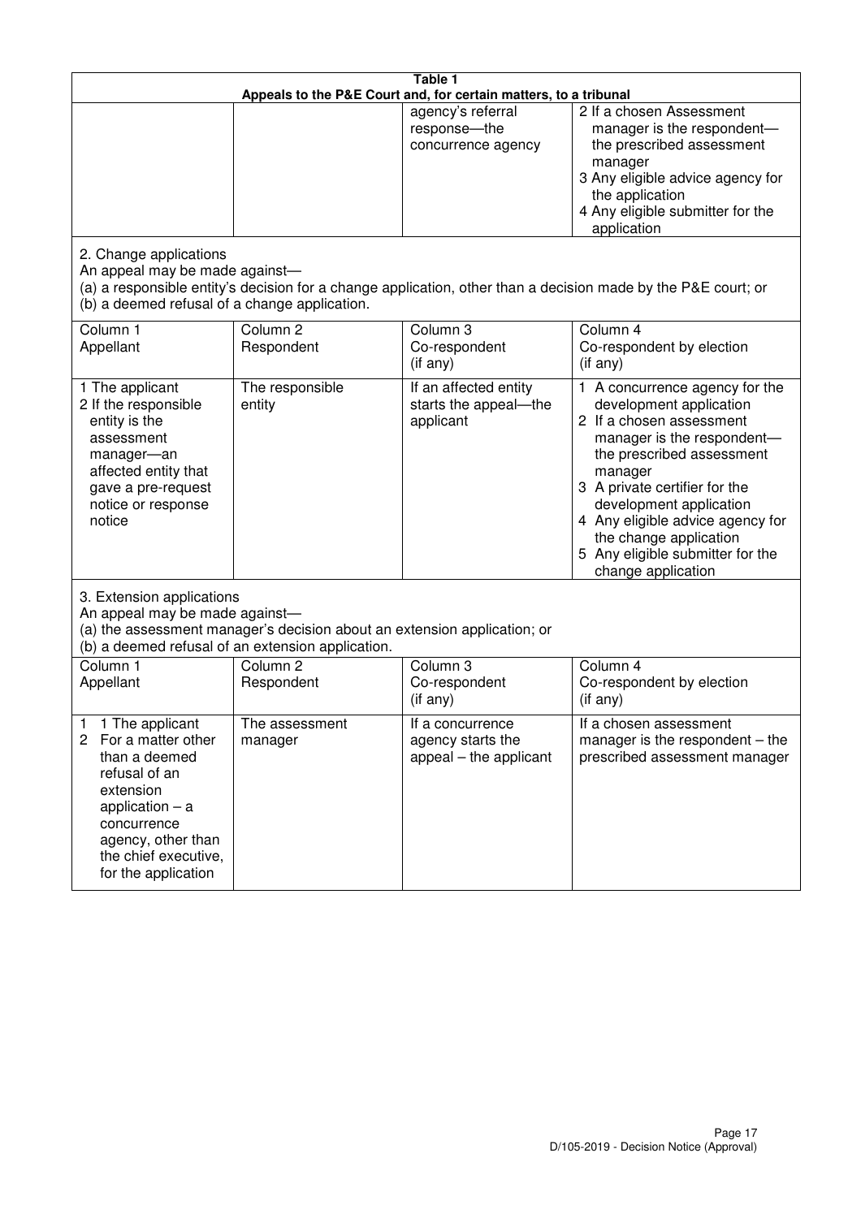**Table 1**
**Appeals to the P&E Court and, for certain matters, to a tribunal**

| | | | |
|---|---|---|---|
| | | agency's referral response—the concurrence agency | 2 If a chosen Assessment manager is the respondent—the prescribed assessment manager<br>3 Any eligible advice agency for the application<br>4 Any eligible submitter for the application |

2. Change applications
An appeal may be made against—
(a) a responsible entity's decision for a change application, other than a decision made by the P&E court; or
(b) a deemed refusal of a change application.

| Column 1<br>Appellant | Column 2<br>Respondent | Column 3<br>Co-respondent<br>(if any) | Column 4<br>Co-respondent by election<br>(if any) |
|---|---|---|---|
| 1 The applicant<br>2 If the responsible entity is the assessment manager—an affected entity that gave a pre-request notice or response notice | The responsible entity | If an affected entity starts the appeal—the applicant | 1 A concurrence agency for the development application<br>2 If a chosen assessment manager is the respondent—the prescribed assessment manager<br>3 A private certifier for the development application<br>4 Any eligible advice agency for the change application<br>5 Any eligible submitter for the change application |

3. Extension applications
An appeal may be made against—
(a) the assessment manager's decision about an extension application; or
(b) a deemed refusal of an extension application.

| Column 1<br>Appellant | Column 2<br>Respondent | Column 3<br>Co-respondent<br>(if any) | Column 4<br>Co-respondent by election<br>(if any) |
|---|---|---|---|
| 1 1 The applicant<br>2 For a matter other than a deemed refusal of an extension application – a concurrence agency, other than the chief executive, for the application | The assessment manager | If a concurrence agency starts the appeal – the applicant | If a chosen assessment manager is the respondent – the prescribed assessment manager |

D/105-2019 - Decision Notice (Approval)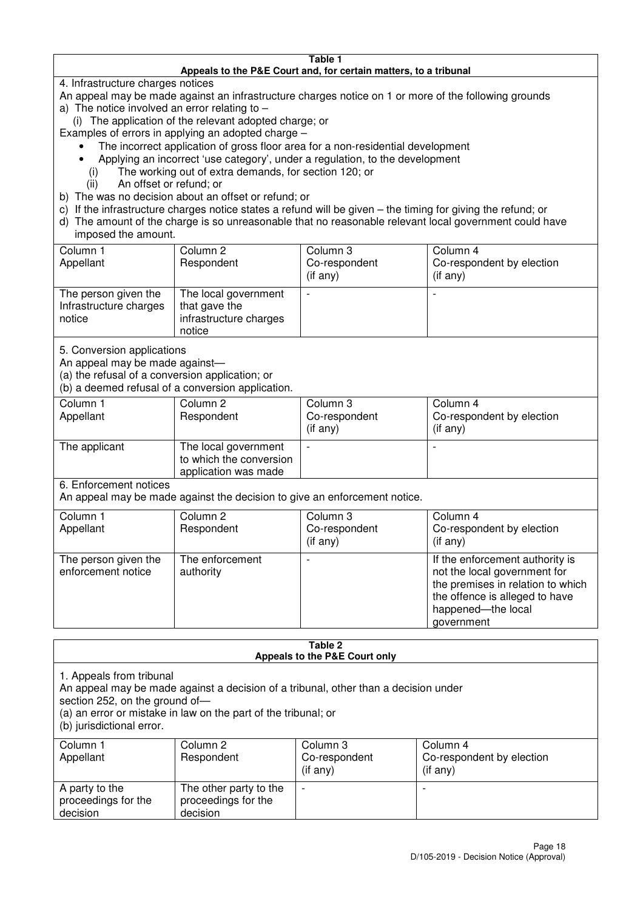**Table 1**
**Appeals to the P&E Court and, for certain matters, to a tribunal**

4. Infrastructure charges notices

An appeal may be made against an infrastructure charges notice on 1 or more of the following grounds

a) The notice involved an error relating to –
   (i) The application of the relevant adopted charge; or

Examples of errors in applying an adopted charge –

- The incorrect application of gross floor area for a non-residential development
- Applying an incorrect 'use category', under a regulation, to the development
   (i) The working out of extra demands, for section 120; or
   (ii) An offset or refund; or

b) The was no decision about an offset or refund; or

c) If the infrastructure charges notice states a refund will be given – the timing for giving the refund; or

d) The amount of the charge is so unreasonable that no reasonable relevant local government could have imposed the amount.

| Column 1 Appellant | Column 2 Respondent | Column 3 Co-respondent (if any) | Column 4 Co-respondent by election (if any) |
|---|---|---|---|
| The person given the Infrastructure charges notice | The local government that gave the infrastructure charges notice | - | - |

5. Conversion applications

An appeal may be made against—

(a) the refusal of a conversion application; or

(b) a deemed refusal of a conversion application.

| Column 1 Appellant | Column 2 Respondent | Column 3 Co-respondent (if any) | Column 4 Co-respondent by election (if any) |
|---|---|---|---|
| The applicant | The local government to which the conversion application was made | - | - |

6. Enforcement notices

An appeal may be made against the decision to give an enforcement notice.

| Column 1 Appellant | Column 2 Respondent | Column 3 Co-respondent (if any) | Column 4 Co-respondent by election (if any) |
|---|---|---|---|
| The person given the enforcement notice | The enforcement authority | - | If the enforcement authority is not the local government for the premises in relation to which the offence is alleged to have happened—the local government |

**Table 2**
**Appeals to the P&E Court only**

1. Appeals from tribunal

An appeal may be made against a decision of a tribunal, other than a decision under section 252, on the ground of—

(a) an error or mistake in law on the part of the tribunal; or

(b) jurisdictional error.

| Column 1 Appellant | Column 2 Respondent | Column 3 Co-respondent (if any) | Column 4 Co-respondent by election (if any) |
|---|---|---|---|
| A party to the proceedings for the decision | The other party to the proceedings for the decision | - | - |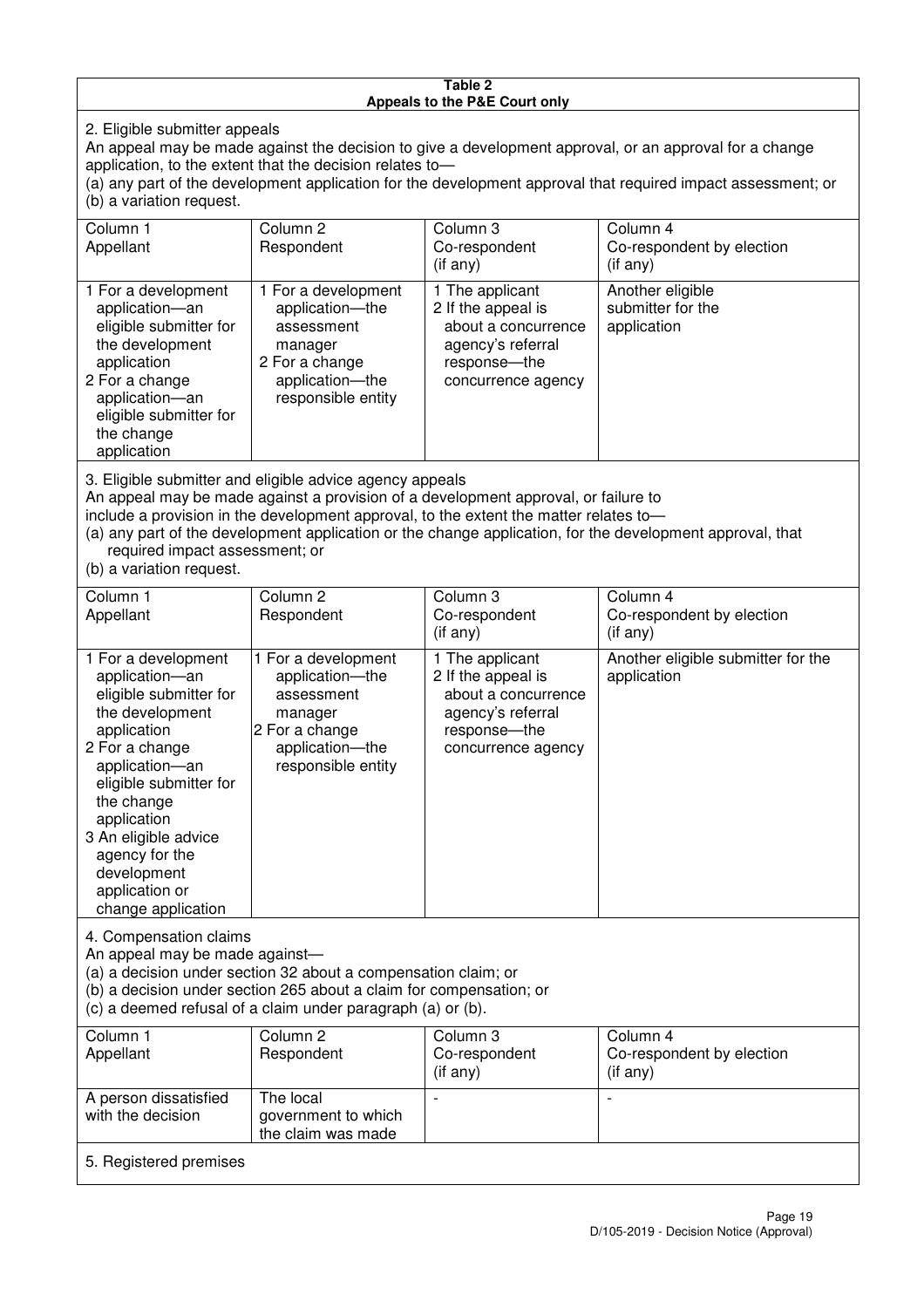**Table 2**
**Appeals to the P&E Court only**

2. Eligible submitter appeals

An appeal may be made against the decision to give a development approval, or an approval for a change application, to the extent that the decision relates to—
(a) any part of the development application for the development approval that required impact assessment; or
(b) a variation request.

| Column 1<br>Appellant | Column 2<br>Respondent | Column 3<br>Co-respondent<br>(if any) | Column 4<br>Co-respondent by election<br>(if any) |
|---|---|---|---|
| 1 For a development application—an eligible submitter for the development application<br>2 For a change application—an eligible submitter for the change application | 1 For a development application—the assessment manager<br>2 For a change application—the responsible entity | 1 The applicant<br>2 If the appeal is about a concurrence agency's referral response—the concurrence agency | Another eligible submitter for the application |

3. Eligible submitter and eligible advice agency appeals

An appeal may be made against a provision of a development approval, or failure to include a provision in the development approval, to the extent the matter relates to—
(a) any part of the development application or the change application, for the development approval, that required impact assessment; or
(b) a variation request.

| Column 1<br>Appellant | Column 2<br>Respondent | Column 3<br>Co-respondent<br>(if any) | Column 4<br>Co-respondent by election<br>(if any) |
|---|---|---|---|
| 1 For a development application—an eligible submitter for the development application<br>2 For a change application—an eligible submitter for the change application<br>3 An eligible advice agency for the development application or change application | 1 For a development application—the assessment manager<br>2 For a change application—the responsible entity | 1 The applicant<br>2 If the appeal is about a concurrence agency's referral response—the concurrence agency | Another eligible submitter for the application |

4. Compensation claims

An appeal may be made against—
(a) a decision under section 32 about a compensation claim; or
(b) a decision under section 265 about a claim for compensation; or
(c) a deemed refusal of a claim under paragraph (a) or (b).

| Column 1<br>Appellant | Column 2<br>Respondent | Column 3<br>Co-respondent<br>(if any) | Column 4<br>Co-respondent by election<br>(if any) |
|---|---|---|---|
| A person dissatisfied with the decision | The local government to which the claim was made | - | - |

5. Registered premises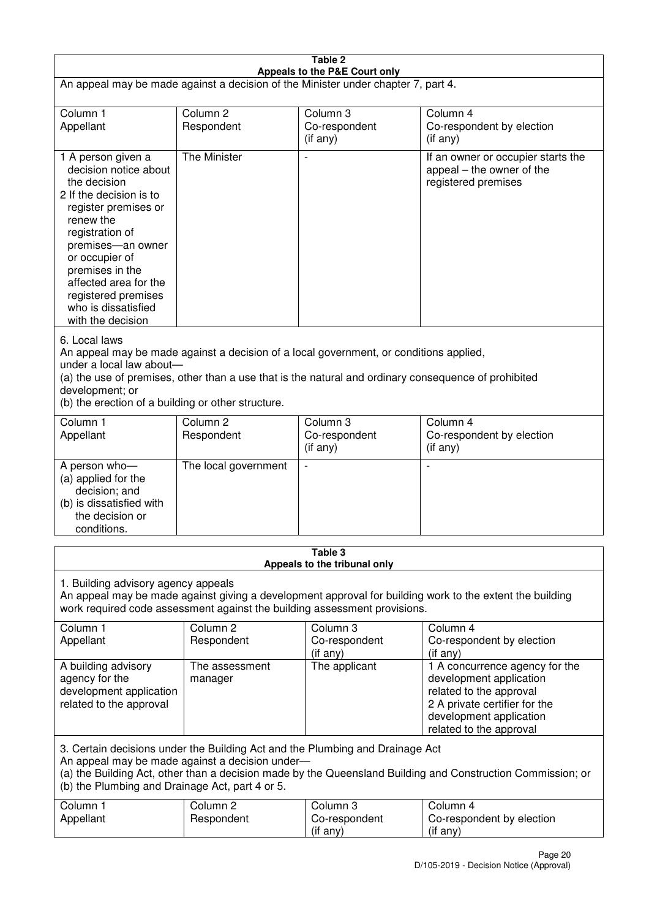**Table 2**
**Appeals to the P&E Court only**

An appeal may be made against a decision of the Minister under chapter 7, part 4.

| Column 1<br>Appellant | Column 2<br>Respondent | Column 3<br>Co-respondent<br>(if any) | Column 4<br>Co-respondent by election<br>(if any) |
|---|---|---|---|
| 1 A person given a decision notice about the decision<br>2 If the decision is to register premises or renew the registration of premises—an owner or occupier of premises in the affected area for the registered premises who is dissatisfied with the decision | The Minister | - | If an owner or occupier starts the appeal – the owner of the registered premises |

6. Local laws

An appeal may be made against a decision of a local government, or conditions applied, under a local law about—

(a) the use of premises, other than a use that is the natural and ordinary consequence of prohibited development; or

(b) the erection of a building or other structure.

| Column 1<br>Appellant | Column 2<br>Respondent | Column 3<br>Co-respondent<br>(if any) | Column 4<br>Co-respondent by election<br>(if any) |
|---|---|---|---|
| A person who—<br>(a) applied for the decision; and<br>(b) is dissatisfied with the decision or conditions. | The local government | - | - |

**Table 3**
**Appeals to the tribunal only**

1. Building advisory agency appeals

An appeal may be made against giving a development approval for building work to the extent the building work required code assessment against the building assessment provisions.

| Column 1<br>Appellant | Column 2<br>Respondent | Column 3<br>Co-respondent<br>(if any) | Column 4<br>Co-respondent by election<br>(if any) |
|---|---|---|---|
| A building advisory agency for the development application related to the approval | The assessment manager | The applicant | 1 A concurrence agency for the development application related to the approval<br>2 A private certifier for the development application related to the approval |

3. Certain decisions under the Building Act and the Plumbing and Drainage Act

An appeal may be made against a decision under—

(a) the Building Act, other than a decision made by the Queensland Building and Construction Commission; or

(b) the Plumbing and Drainage Act, part 4 or 5.

| Column 1<br>Appellant | Column 2<br>Respondent | Column 3<br>Co-respondent<br>(if any) | Column 4<br>Co-respondent by election<br>(if any) |
|---|---|---|---|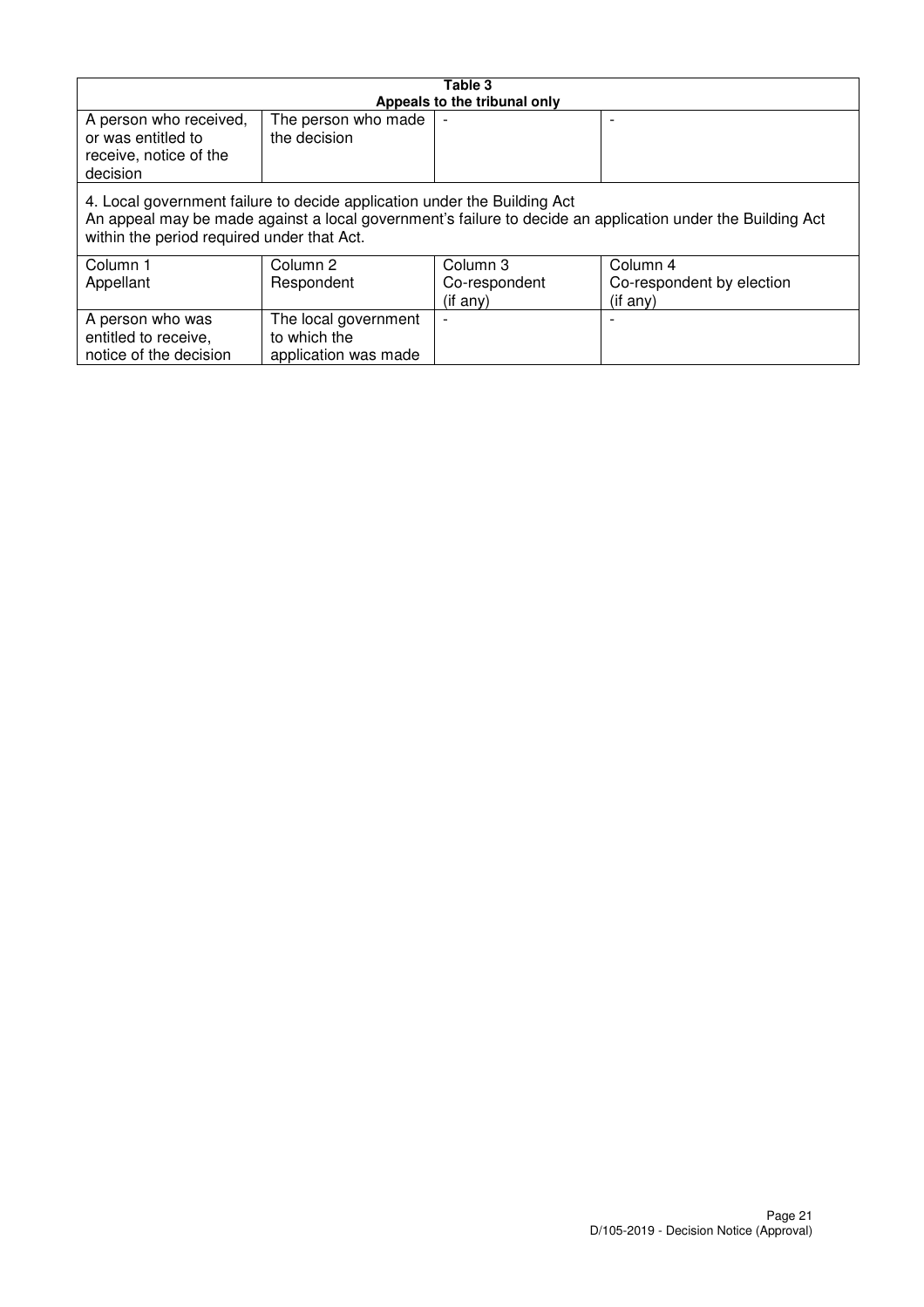| Table 3 Appeals to the tribunal only | | | |
|---|---|---|---|
| A person who received, or was entitled to receive, notice of the decision | The person who made the decision | - | - |

4. Local government failure to decide application under the Building Act
An appeal may be made against a local government's failure to decide an application under the Building Act within the period required under that Act.

| Column 1 Appellant | Column 2 Respondent | Column 3 Co-respondent (if any) | Column 4 Co-respondent by election (if any) |
|---|---|---|---|
| A person who was entitled to receive, notice of the decision | The local government to which the application was made | - | - |